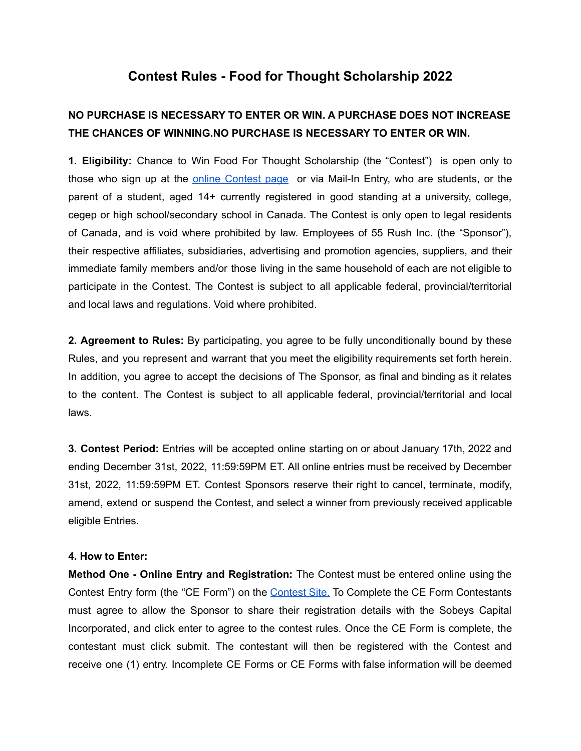# Contest Rules - Food for Thought Scholarship 2022

**NO PURCHASE IS NECESSARY TO ENTER OR WIN. A PURCHASE DOES NOT INCREASE THE CHANCES OF WINNING.NO PURCHASE IS NECESSARY TO ENTER OR WIN.**

**1. Eligibility:** Chance to Win Food For Thought Scholarship (the "Contest") is open only to those who sign up at the online Contest page or via Mail-In Entry, who are students, or the parent of a student, aged 14+ currently registered in good standing at a university, college, cegep or high school/secondary school in Canada. The Contest is only open to legal residents of Canada, and is void where prohibited by law. Employees of 55 Rush Inc. (the "Sponsor"), their respective affiliates, subsidiaries, advertising and promotion agencies, suppliers, and their immediate family members and/or those living in the same household of each are not eligible to participate in the Contest. The Contest is subject to all applicable federal, provincial/territorial and local laws and regulations. Void where prohibited.

**2. Agreement to Rules:** By participating, you agree to be fully unconditionally bound by these Rules, and you represent and warrant that you meet the eligibility requirements set forth herein. In addition, you agree to accept the decisions of The Sponsor, as final and binding as it relates to the content. The Contest is subject to all applicable federal, provincial/territorial and local laws.

**3. Contest Period:** Entries will be accepted online starting on or about January 17th, 2022 and ending December 31st, 2022, 11:59:59PM ET. All online entries must be received by December 31st, 2022, 11:59:59PM ET. Contest Sponsors reserve their right to cancel, terminate, modify, amend, extend or suspend the Contest, and select a winner from previously received applicable eligible Entries.

**4. How to Enter:**

**Method One - Online Entry and Registration:** The Contest must be entered online using the Contest Entry form (the "CE Form") on the Contest Site. To Complete the CE Form Contestants must agree to allow the Sponsor to share their registration details with the Sobeys Capital Incorporated, and click enter to agree to the contest rules. Once the CE Form is complete, the contestant must click submit. The contestant will then be registered with the Contest and receive one (1) entry. Incomplete CE Forms or CE Forms with false information will be deemed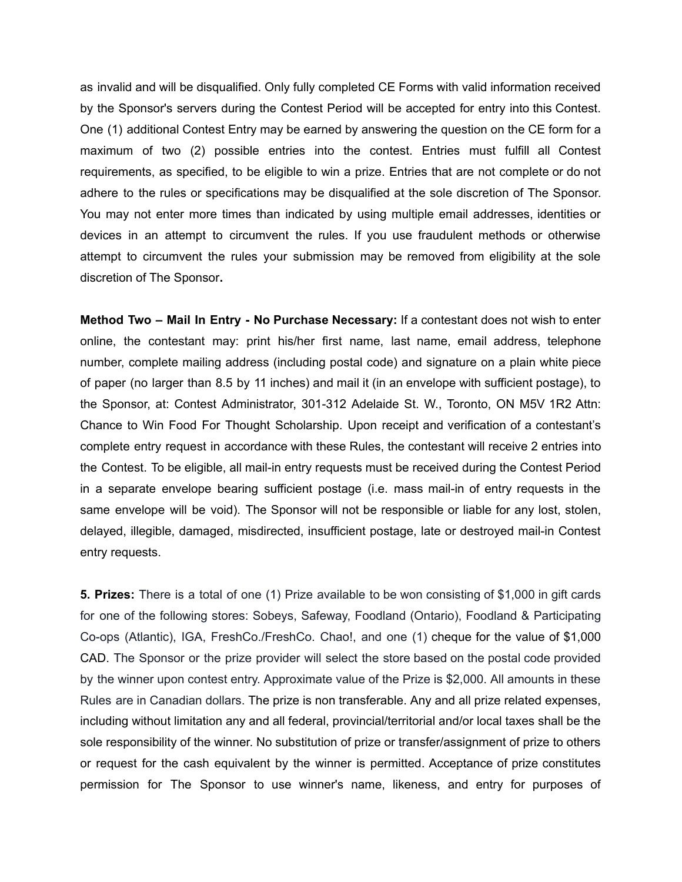as invalid and will be disqualified. Only fully completed CE Forms with valid information received by the Sponsor's servers during the Contest Period will be accepted for entry into this Contest. One (1) additional Contest Entry may be earned by answering the question on the CE form for a maximum of two (2) possible entries into the contest. Entries must fulfill all Contest requirements, as specified, to be eligible to win a prize. Entries that are not complete or do not adhere to the rules or specifications may be disqualified at the sole discretion of The Sponsor. You may not enter more times than indicated by using multiple email addresses, identities or devices in an attempt to circumvent the rules. If you use fraudulent methods or otherwise attempt to circumvent the rules your submission may be removed from eligibility at the sole discretion of The Sponsor.

**Method Two – Mail In Entry - No Purchase Necessary:** If a contestant does not wish to enter online, the contestant may: print his/her first name, last name, email address, telephone number, complete mailing address (including postal code) and signature on a plain white piece of paper (no larger than 8.5 by 11 inches) and mail it (in an envelope with sufficient postage), to the Sponsor, at: Contest Administrator, 301-312 Adelaide St. W., Toronto, ON M5V 1R2 Attn: Chance to Win Food For Thought Scholarship. Upon receipt and verification of a contestant's complete entry request in accordance with these Rules, the contestant will receive 2 entries into the Contest. To be eligible, all mail-in entry requests must be received during the Contest Period in a separate envelope bearing sufficient postage (i.e. mass mail-in of entry requests in the same envelope will be void). The Sponsor will not be responsible or liable for any lost, stolen, delayed, illegible, damaged, misdirected, insufficient postage, late or destroyed mail-in Contest entry requests.

**5. Prizes:** There is a total of one (1) Prize available to be won consisting of $1,000 in gift cards for one of the following stores: Sobeys, Safeway, Foodland (Ontario), Foodland & Participating Co-ops (Atlantic), IGA, FreshCo./FreshCo. Chao!, and one (1) cheque for the value of $1,000 CAD. The Sponsor or the prize provider will select the store based on the postal code provided by the winner upon contest entry. Approximate value of the Prize is $2,000. All amounts in these Rules are in Canadian dollars. The prize is non transferable. Any and all prize related expenses, including without limitation any and all federal, provincial/territorial and/or local taxes shall be the sole responsibility of the winner. No substitution of prize or transfer/assignment of prize to others or request for the cash equivalent by the winner is permitted. Acceptance of prize constitutes permission for The Sponsor to use winner's name, likeness, and entry for purposes of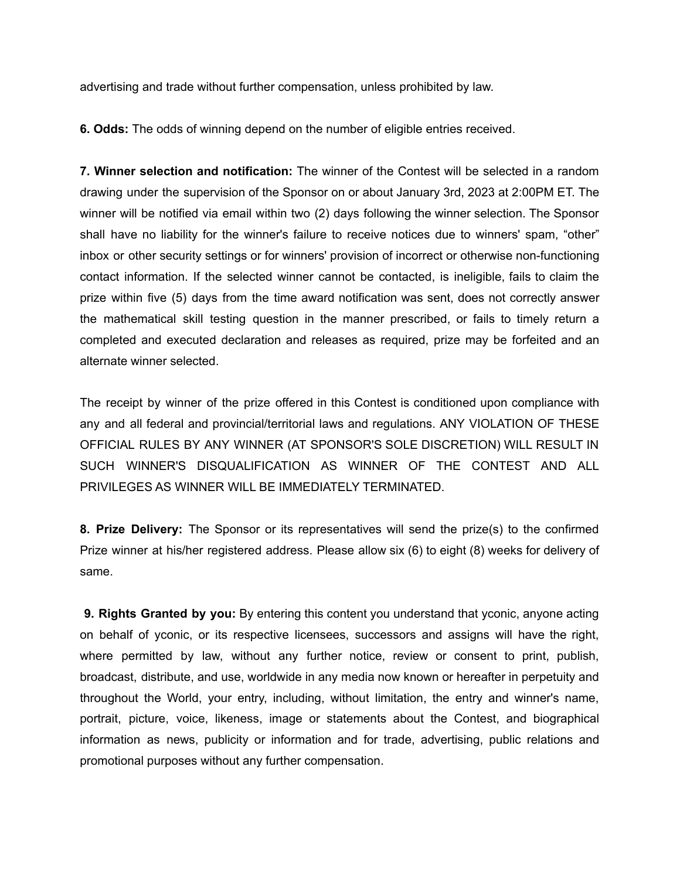advertising and trade without further compensation, unless prohibited by law.

**6. Odds:** The odds of winning depend on the number of eligible entries received.

**7. Winner selection and notification:** The winner of the Contest will be selected in a random drawing under the supervision of the Sponsor on or about January 3rd, 2023 at 2:00PM ET. The winner will be notified via email within two (2) days following the winner selection. The Sponsor shall have no liability for the winner's failure to receive notices due to winners' spam, “other” inbox or other security settings or for winners' provision of incorrect or otherwise non-functioning contact information. If the selected winner cannot be contacted, is ineligible, fails to claim the prize within five (5) days from the time award notification was sent, does not correctly answer the mathematical skill testing question in the manner prescribed, or fails to timely return a completed and executed declaration and releases as required, prize may be forfeited and an alternate winner selected.

The receipt by winner of the prize offered in this Contest is conditioned upon compliance with any and all federal and provincial/territorial laws and regulations. ANY VIOLATION OF THESE OFFICIAL RULES BY ANY WINNER (AT SPONSOR'S SOLE DISCRETION) WILL RESULT IN SUCH WINNER'S DISQUALIFICATION AS WINNER OF THE CONTEST AND ALL PRIVILEGES AS WINNER WILL BE IMMEDIATELY TERMINATED.

**8. Prize Delivery:** The Sponsor or its representatives will send the prize(s) to the confirmed Prize winner at his/her registered address. Please allow six (6) to eight (8) weeks for delivery of same.

**9. Rights Granted by you:** By entering this content you understand that yconic, anyone acting on behalf of yconic, or its respective licensees, successors and assigns will have the right, where permitted by law, without any further notice, review or consent to print, publish, broadcast, distribute, and use, worldwide in any media now known or hereafter in perpetuity and throughout the World, your entry, including, without limitation, the entry and winner's name, portrait, picture, voice, likeness, image or statements about the Contest, and biographical information as news, publicity or information and for trade, advertising, public relations and promotional purposes without any further compensation.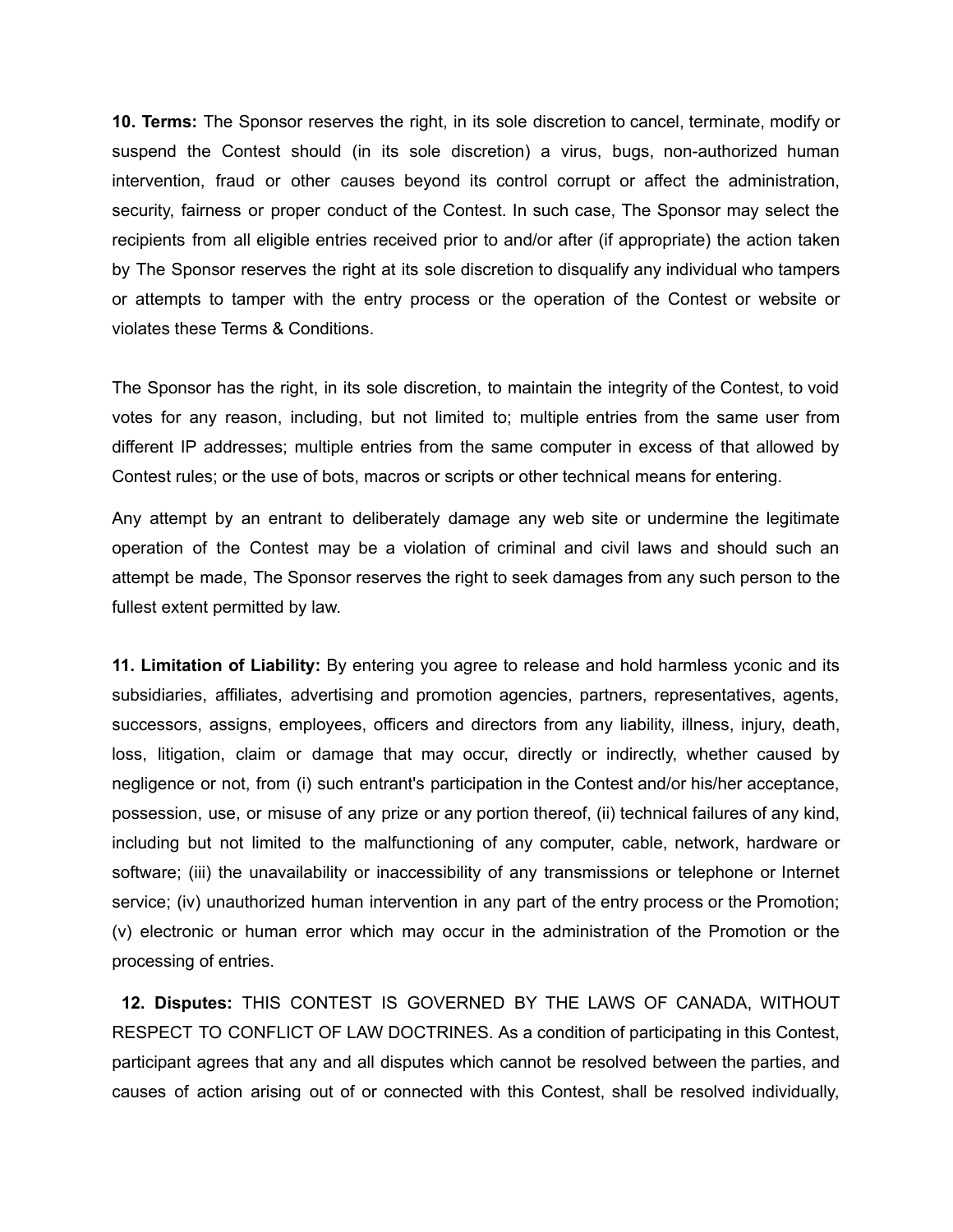**10. Terms:** The Sponsor reserves the right, in its sole discretion to cancel, terminate, modify or suspend the Contest should (in its sole discretion) a virus, bugs, non-authorized human intervention, fraud or other causes beyond its control corrupt or affect the administration, security, fairness or proper conduct of the Contest. In such case, The Sponsor may select the recipients from all eligible entries received prior to and/or after (if appropriate) the action taken by The Sponsor reserves the right at its sole discretion to disqualify any individual who tampers or attempts to tamper with the entry process or the operation of the Contest or website or violates these Terms & Conditions.

The Sponsor has the right, in its sole discretion, to maintain the integrity of the Contest, to void votes for any reason, including, but not limited to; multiple entries from the same user from different IP addresses; multiple entries from the same computer in excess of that allowed by Contest rules; or the use of bots, macros or scripts or other technical means for entering.

Any attempt by an entrant to deliberately damage any web site or undermine the legitimate operation of the Contest may be a violation of criminal and civil laws and should such an attempt be made, The Sponsor reserves the right to seek damages from any such person to the fullest extent permitted by law.

**11. Limitation of Liability:** By entering you agree to release and hold harmless yconic and its subsidiaries, affiliates, advertising and promotion agencies, partners, representatives, agents, successors, assigns, employees, officers and directors from any liability, illness, injury, death, loss, litigation, claim or damage that may occur, directly or indirectly, whether caused by negligence or not, from (i) such entrant's participation in the Contest and/or his/her acceptance, possession, use, or misuse of any prize or any portion thereof, (ii) technical failures of any kind, including but not limited to the malfunctioning of any computer, cable, network, hardware or software; (iii) the unavailability or inaccessibility of any transmissions or telephone or Internet service; (iv) unauthorized human intervention in any part of the entry process or the Promotion; (v) electronic or human error which may occur in the administration of the Promotion or the processing of entries.

**12. Disputes:** THIS CONTEST IS GOVERNED BY THE LAWS OF CANADA, WITHOUT RESPECT TO CONFLICT OF LAW DOCTRINES. As a condition of participating in this Contest, participant agrees that any and all disputes which cannot be resolved between the parties, and causes of action arising out of or connected with this Contest, shall be resolved individually,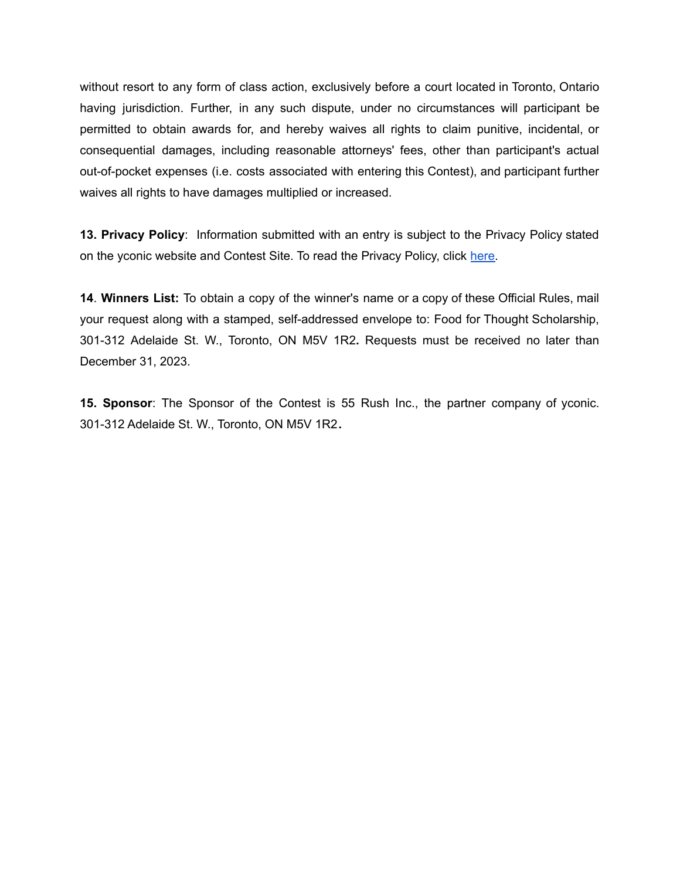without resort to any form of class action, exclusively before a court located in Toronto, Ontario having jurisdiction. Further, in any such dispute, under no circumstances will participant be permitted to obtain awards for, and hereby waives all rights to claim punitive, incidental, or consequential damages, including reasonable attorneys' fees, other than participant's actual out-of-pocket expenses (i.e. costs associated with entering this Contest), and participant further waives all rights to have damages multiplied or increased.

**13. Privacy Policy**: Information submitted with an entry is subject to the Privacy Policy stated on the yconic website and Contest Site. To read the Privacy Policy, click here.

**14**. **Winners List:** To obtain a copy of the winner's name or a copy of these Official Rules, mail your request along with a stamped, self-addressed envelope to: Food for Thought Scholarship, 301-312 Adelaide St. W., Toronto, ON M5V 1R2**.** Requests must be received no later than December 31, 2023.

**15. Sponsor**: The Sponsor of the Contest is 55 Rush Inc., the partner company of yconic. 301-312 Adelaide St. W., Toronto, ON M5V 1R2**.**